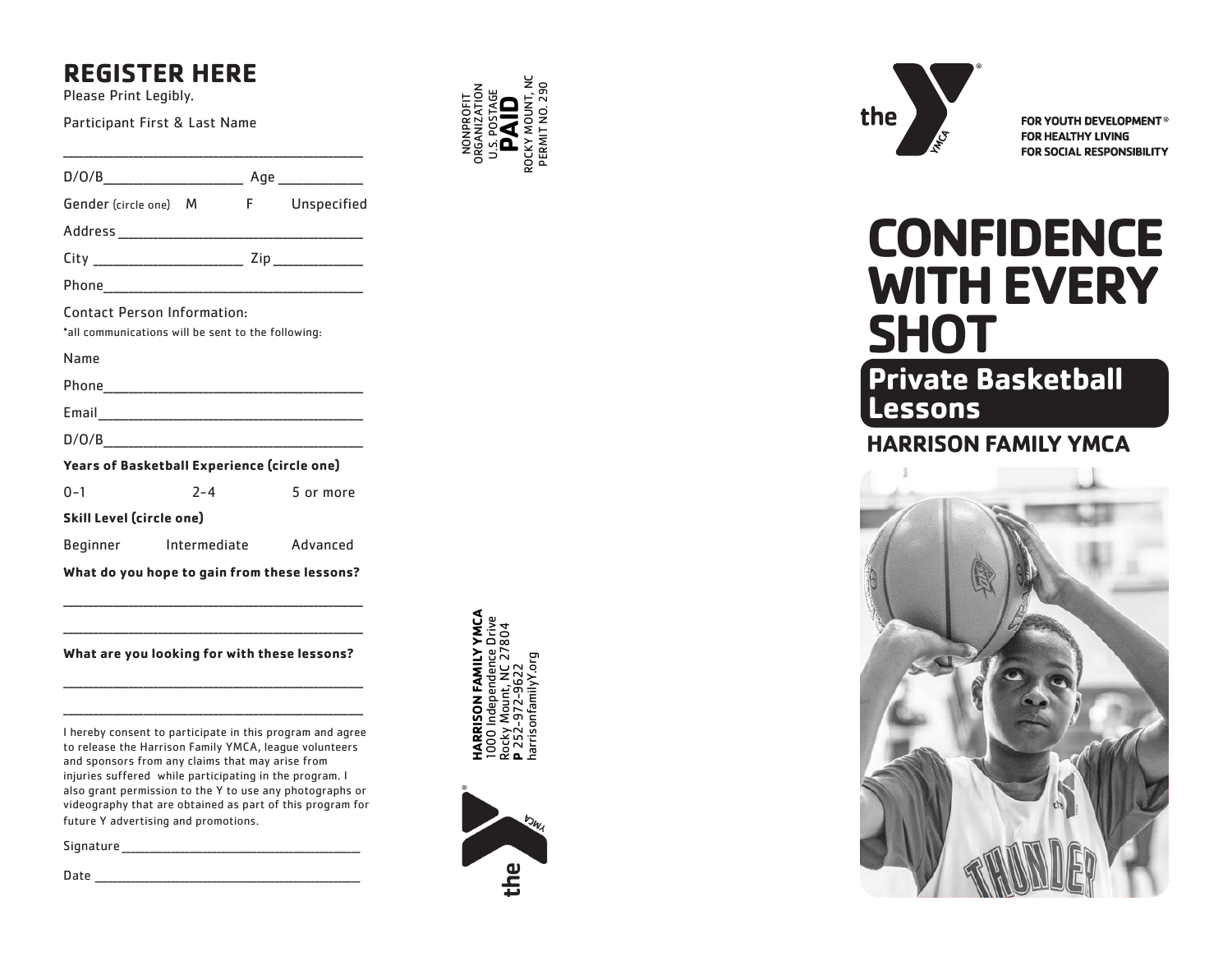## REGISTER HERE

Please Print Legibly.

Participant First & Last Name

_______________________________________

D/O/B_________________ Age __________

Gender (circle one) M F Unspecified

Address _______________________________

City __________________ Zip ___________

Phone__________________________________

Contact Person Information:

*all communications will be sent to the following:

Name

Phone__________________________________

Email__________________________________

D/O/B__________________________________

**Years of Basketball Experience (circle one)**

0-1 2-4 5 or more

**Skill Level (circle one)**

Beginner Intermediate Advanced

**What do you hope to gain from these lessons?**

_______________________________________

_______________________________________

**What are you looking for with these lessons?**

_______________________________________

_______________________________________

I hereby consent to participate in this program and agree to release the Harrison Family YMCA, league volunteers and sponsors from any claims that may arise from injuries suffered while participating in the program. I also grant permission to the Y to use any photographs or videography that are obtained as part of this program for future Y advertising and promotions.

Signature ______________________________

Date __________________________________

NONPROFIT ORGANIZATION
U.S. POSTAGE
**PAID**
ROCKY MOUNT, NC
PERMIT NO. 290

**HARRISON FAMILY YMCA**
1000 Independence Drive
Rocky Mount, NC 27804
**P** 252-972-9622
harrisonfamilyY.org

the YMCA

FOR YOUTH DEVELOPMENT®
FOR HEALTHY LIVING
FOR SOCIAL RESPONSIBILITY

# CONFIDENCE WITH EVERY SHOT

## Private Basketball Lessons

## HARRISON FAMILY YMCA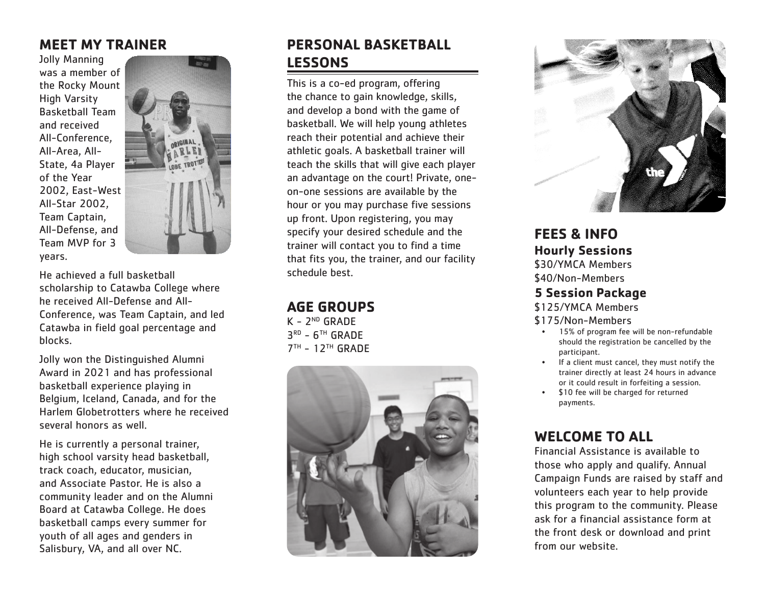## MEET MY TRAINER

Jolly Manning was a member of the Rocky Mount High Varsity Basketball Team and received All-Conference, All-Area, All-State, 4a Player of the Year 2002, East-West All-Star 2002, Team Captain, All-Defense, and Team MVP for 3 years.

He achieved a full basketball scholarship to Catawba College where he received All-Defense and All-Conference, was Team Captain, and led Catawba in field goal percentage and blocks.

Jolly won the Distinguished Alumni Award in 2021 and has professional basketball experience playing in Belgium, Iceland, Canada, and for the Harlem Globetrotters where he received several honors as well.

He is currently a personal trainer, high school varsity head basketball, track coach, educator, musician, and Associate Pastor. He is also a community leader and on the Alumni Board at Catawba College. He does basketball camps every summer for youth of all ages and genders in Salisbury, VA, and all over NC.

## PERSONAL BASKETBALL LESSONS

This is a co-ed program, offering the chance to gain knowledge, skills, and develop a bond with the game of basketball. We will help young athletes reach their potential and achieve their athletic goals. A basketball trainer will teach the skills that will give each player an advantage on the court! Private, one-on-one sessions are available by the hour or you may purchase five sessions up front. Upon registering, you may specify your desired schedule and the trainer will contact you to find a time that fits you, the trainer, and our facility schedule best.

## AGE GROUPS

K - 2ND GRADE
3RD - 6TH GRADE
7TH - 12TH GRADE

## FEES & INFO

### Hourly Sessions

$30/YMCA Members
$40/Non-Members

### 5 Session Package

$125/YMCA Members
$175/Non-Members

- 15% of program fee will be non-refundable should the registration be cancelled by the participant.
- If a client must cancel, they must notify the trainer directly at least 24 hours in advance or it could result in forfeiting a session.
- $10 fee will be charged for returned payments.

## WELCOME TO ALL

Financial Assistance is available to those who apply and qualify. Annual Campaign Funds are raised by staff and volunteers each year to help provide this program to the community. Please ask for a financial assistance form at the front desk or download and print from our website.